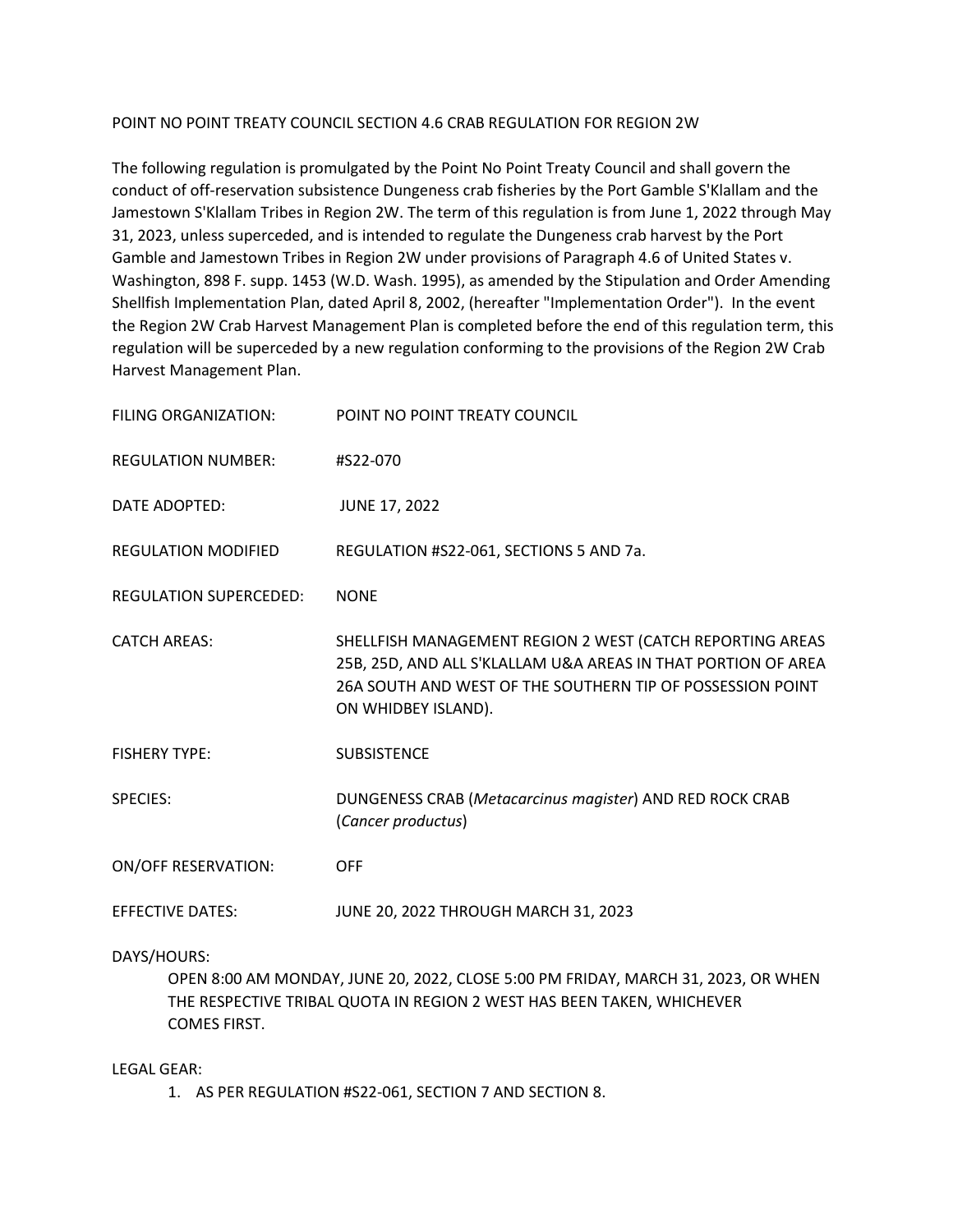# POINT NO POINT TREATY COUNCIL SECTION 4.6 CRAB REGULATION FOR REGION 2W

The following regulation is promulgated by the Point No Point Treaty Council and shall govern the conduct of off-reservation subsistence Dungeness crab fisheries by the Port Gamble S'Klallam and the Jamestown S'Klallam Tribes in Region 2W. The term of this regulation is from June 1, 2022 through May 31, 2023, unless superceded, and is intended to regulate the Dungeness crab harvest by the Port Gamble and Jamestown Tribes in Region 2W under provisions of Paragraph 4.6 of United States v. Washington, 898 F. supp. 1453 (W.D. Wash. 1995), as amended by the Stipulation and Order Amending Shellfish Implementation Plan, dated April 8, 2002, (hereafter "Implementation Order"). In the event the Region 2W Crab Harvest Management Plan is completed before the end of this regulation term, this regulation will be superceded by a new regulation conforming to the provisions of the Region 2W Crab Harvest Management Plan.

| | |
|---|---|
| FILING ORGANIZATION: | POINT NO POINT TREATY COUNCIL |
| REGULATION NUMBER: | #S22-070 |
| DATE ADOPTED: | JUNE 17, 2022 |
| REGULATION MODIFIED | REGULATION #S22-061, SECTIONS 5 AND 7a. |
| REGULATION SUPERCEDED: | NONE |
| CATCH AREAS: | SHELLFISH MANAGEMENT REGION 2 WEST (CATCH REPORTING AREAS 25B, 25D, AND ALL S'KLALLAM U&A AREAS IN THAT PORTION OF AREA 26A SOUTH AND WEST OF THE SOUTHERN TIP OF POSSESSION POINT ON WHIDBEY ISLAND). |
| FISHERY TYPE: | SUBSISTENCE |
| SPECIES: | DUNGENESS CRAB (*Metacarcinus magister*) AND RED ROCK CRAB (*Cancer productus*) |
| ON/OFF RESERVATION: | OFF |
| EFFECTIVE DATES: | JUNE 20, 2022 THROUGH MARCH 31, 2023 |

DAYS/HOURS:

OPEN 8:00 AM MONDAY, JUNE 20, 2022, CLOSE 5:00 PM FRIDAY, MARCH 31, 2023, OR WHEN THE RESPECTIVE TRIBAL QUOTA IN REGION 2 WEST HAS BEEN TAKEN, WHICHEVER COMES FIRST.

LEGAL GEAR:

1. AS PER REGULATION #S22-061, SECTION 7 AND SECTION 8.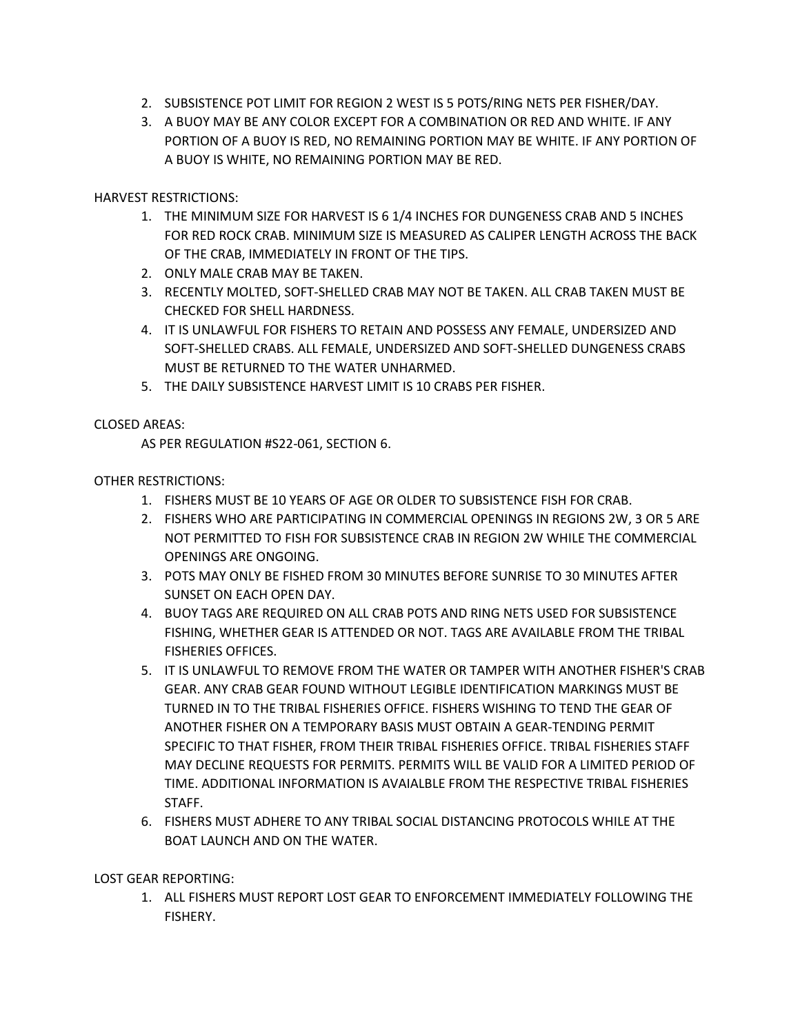2. SUBSISTENCE POT LIMIT FOR REGION 2 WEST IS 5 POTS/RING NETS PER FISHER/DAY.
3. A BUOY MAY BE ANY COLOR EXCEPT FOR A COMBINATION OR RED AND WHITE. IF ANY PORTION OF A BUOY IS RED, NO REMAINING PORTION MAY BE WHITE. IF ANY PORTION OF A BUOY IS WHITE, NO REMAINING PORTION MAY BE RED.

HARVEST RESTRICTIONS:

1. THE MINIMUM SIZE FOR HARVEST IS 6 1/4 INCHES FOR DUNGENESS CRAB AND 5 INCHES FOR RED ROCK CRAB. MINIMUM SIZE IS MEASURED AS CALIPER LENGTH ACROSS THE BACK OF THE CRAB, IMMEDIATELY IN FRONT OF THE TIPS.
2. ONLY MALE CRAB MAY BE TAKEN.
3. RECENTLY MOLTED, SOFT-SHELLED CRAB MAY NOT BE TAKEN. ALL CRAB TAKEN MUST BE CHECKED FOR SHELL HARDNESS.
4. IT IS UNLAWFUL FOR FISHERS TO RETAIN AND POSSESS ANY FEMALE, UNDERSIZED AND SOFT-SHELLED CRABS. ALL FEMALE, UNDERSIZED AND SOFT-SHELLED DUNGENESS CRABS MUST BE RETURNED TO THE WATER UNHARMED.
5. THE DAILY SUBSISTENCE HARVEST LIMIT IS 10 CRABS PER FISHER.

CLOSED AREAS:

AS PER REGULATION #S22-061, SECTION 6.

OTHER RESTRICTIONS:

1. FISHERS MUST BE 10 YEARS OF AGE OR OLDER TO SUBSISTENCE FISH FOR CRAB.
2. FISHERS WHO ARE PARTICIPATING IN COMMERCIAL OPENINGS IN REGIONS 2W, 3 OR 5 ARE NOT PERMITTED TO FISH FOR SUBSISTENCE CRAB IN REGION 2W WHILE THE COMMERCIAL OPENINGS ARE ONGOING.
3. POTS MAY ONLY BE FISHED FROM 30 MINUTES BEFORE SUNRISE TO 30 MINUTES AFTER SUNSET ON EACH OPEN DAY.
4. BUOY TAGS ARE REQUIRED ON ALL CRAB POTS AND RING NETS USED FOR SUBSISTENCE FISHING, WHETHER GEAR IS ATTENDED OR NOT. TAGS ARE AVAILABLE FROM THE TRIBAL FISHERIES OFFICES.
5. IT IS UNLAWFUL TO REMOVE FROM THE WATER OR TAMPER WITH ANOTHER FISHER'S CRAB GEAR. ANY CRAB GEAR FOUND WITHOUT LEGIBLE IDENTIFICATION MARKINGS MUST BE TURNED IN TO THE TRIBAL FISHERIES OFFICE. FISHERS WISHING TO TEND THE GEAR OF ANOTHER FISHER ON A TEMPORARY BASIS MUST OBTAIN A GEAR-TENDING PERMIT SPECIFIC TO THAT FISHER, FROM THEIR TRIBAL FISHERIES OFFICE. TRIBAL FISHERIES STAFF MAY DECLINE REQUESTS FOR PERMITS. PERMITS WILL BE VALID FOR A LIMITED PERIOD OF TIME. ADDITIONAL INFORMATION IS AVAIALBLE FROM THE RESPECTIVE TRIBAL FISHERIES STAFF.
6. FISHERS MUST ADHERE TO ANY TRIBAL SOCIAL DISTANCING PROTOCOLS WHILE AT THE BOAT LAUNCH AND ON THE WATER.

LOST GEAR REPORTING:

1. ALL FISHERS MUST REPORT LOST GEAR TO ENFORCEMENT IMMEDIATELY FOLLOWING THE FISHERY.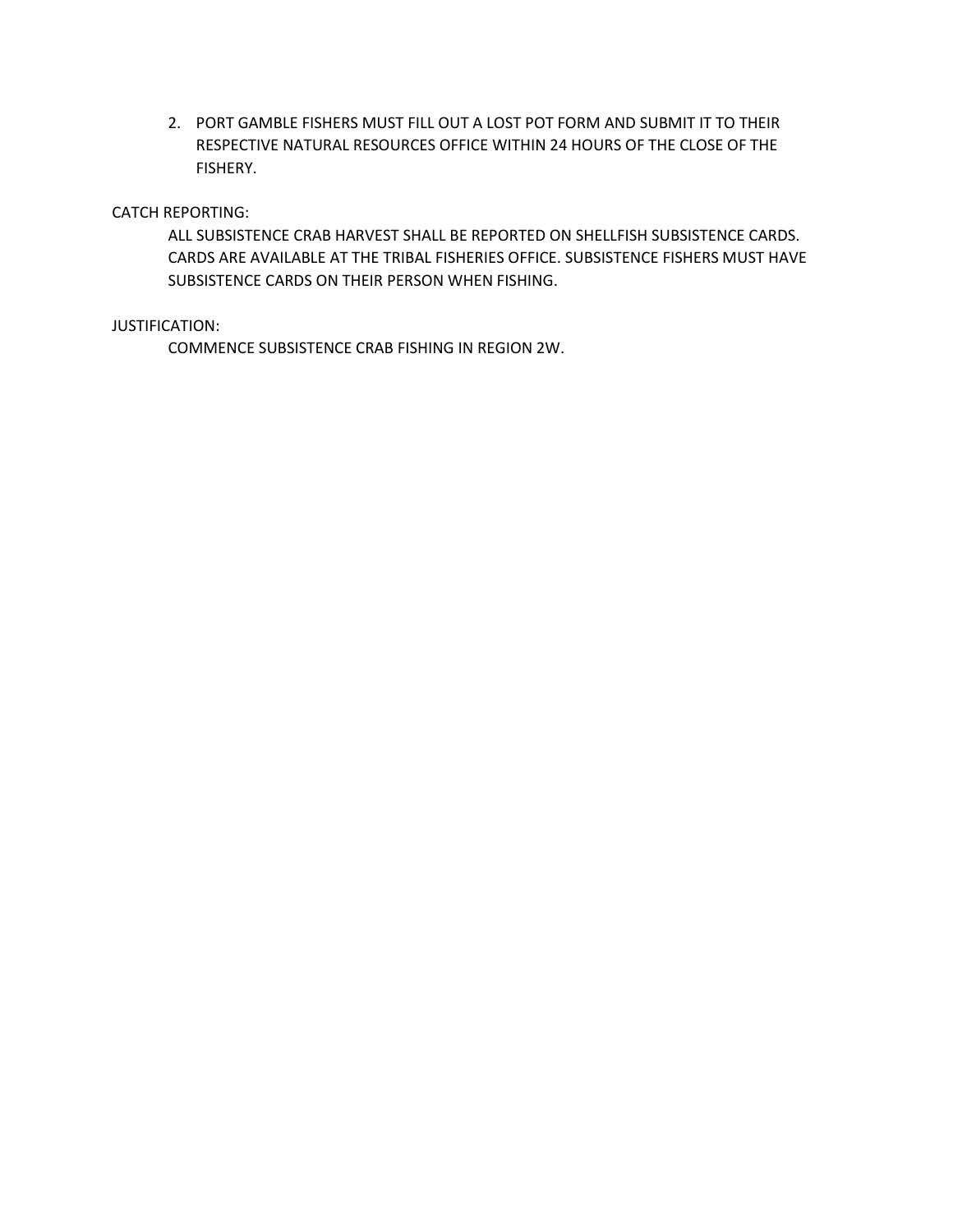2. PORT GAMBLE FISHERS MUST FILL OUT A LOST POT FORM AND SUBMIT IT TO THEIR RESPECTIVE NATURAL RESOURCES OFFICE WITHIN 24 HOURS OF THE CLOSE OF THE FISHERY.

CATCH REPORTING:

ALL SUBSISTENCE CRAB HARVEST SHALL BE REPORTED ON SHELLFISH SUBSISTENCE CARDS. CARDS ARE AVAILABLE AT THE TRIBAL FISHERIES OFFICE. SUBSISTENCE FISHERS MUST HAVE SUBSISTENCE CARDS ON THEIR PERSON WHEN FISHING.

JUSTIFICATION:

COMMENCE SUBSISTENCE CRAB FISHING IN REGION 2W.